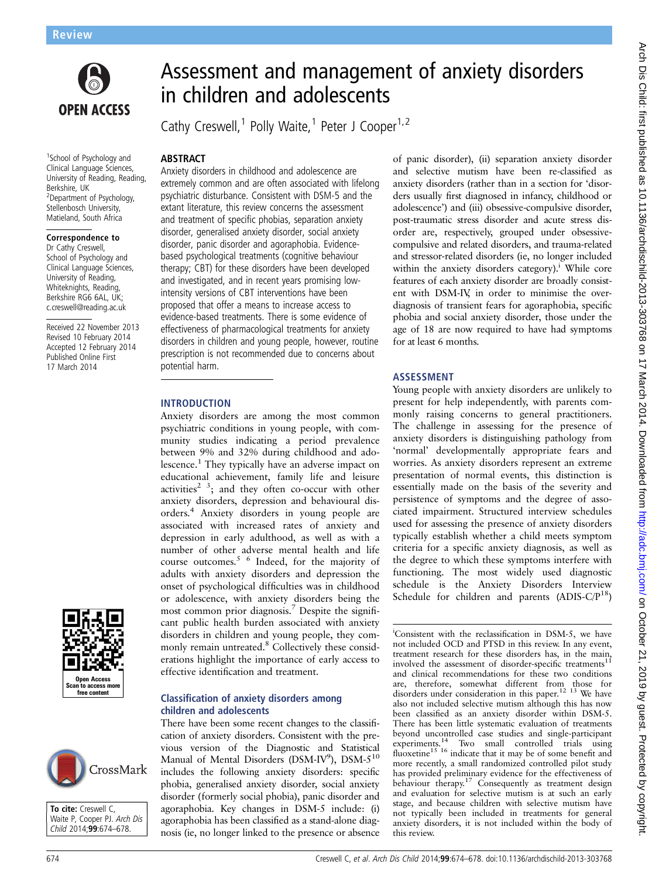Review

# Assessment and management of anxiety disorders in children and adolescents

Cathy Creswell,[1] Polly Waite,[1] Peter J Cooper[1,2]

[1]School of Psychology and Clinical Language Sciences, University of Reading, Reading, Berkshire, UK
[2]Department of Psychology, Stellenbosch University, Matieland, South Africa

**Correspondence to**
Dr Cathy Creswell, School of Psychology and Clinical Language Sciences, University of Reading, Whiteknights, Reading, Berkshire RG6 6AL, UK; c.creswell@reading.ac.uk

Received 22 November 2013
Revised 10 February 2014
Accepted 12 February 2014
Published Online First 17 March 2014

**To cite:** Creswell C, Waite P, Cooper PJ. *Arch Dis Child* 2014;**99**:674–678.

## ABSTRACT

Anxiety disorders in childhood and adolescence are extremely common and are often associated with lifelong psychiatric disturbance. Consistent with DSM-5 and the extant literature, this review concerns the assessment and treatment of specific phobias, separation anxiety disorder, generalised anxiety disorder, social anxiety disorder, panic disorder and agoraphobia. Evidence-based psychological treatments (cognitive behaviour therapy; CBT) for these disorders have been developed and investigated, and in recent years promising low-intensity versions of CBT interventions have been proposed that offer a means to increase access to evidence-based treatments. There is some evidence of effectiveness of pharmacological treatments for anxiety disorders in children and young people, however, routine prescription is not recommended due to concerns about potential harm.

## INTRODUCTION

Anxiety disorders are among the most common psychiatric conditions in young people, with community studies indicating a period prevalence between 9% and 32% during childhood and adolescence.[1] They typically have an adverse impact on educational achievement, family life and leisure activities[2,3]; and they often co-occur with other anxiety disorders, depression and behavioural disorders.[4] Anxiety disorders in young people are associated with increased rates of anxiety and depression in early adulthood, as well as with a number of other adverse mental health and life course outcomes.[5,6] Indeed, for the majority of adults with anxiety disorders and depression the onset of psychological difficulties was in childhood or adolescence, with anxiety disorders being the most common prior diagnosis.[7] Despite the significant public health burden associated with anxiety disorders in children and young people, they commonly remain untreated.[8] Collectively these considerations highlight the importance of early access to effective identification and treatment.

### Classification of anxiety disorders among children and adolescents

There have been some recent changes to the classification of anxiety disorders. Consistent with the previous version of the Diagnostic and Statistical Manual of Mental Disorders (DSM-IV[9]), DSM-5[10] includes the following anxiety disorders: specific phobia, generalised anxiety disorder, social anxiety disorder (formerly social phobia), panic disorder and agoraphobia. Key changes in DSM-5 include: (i) agoraphobia has been classified as a stand-alone diagnosis (ie, no longer linked to the presence or absence of panic disorder), (ii) separation anxiety disorder and selective mutism have been re-classified as anxiety disorders (rather than in a section for 'disorders usually first diagnosed in infancy, childhood or adolescence') and (iii) obsessive-compulsive disorder, post-traumatic stress disorder and acute stress disorder are, respectively, grouped under obsessive-compulsive and related disorders, and trauma-related and stressor-related disorders (ie, no longer included within the anxiety disorders category).[i] While core features of each anxiety disorder are broadly consistent with DSM-IV, in order to minimise the over-diagnosis of transient fears for agoraphobia, specific phobia and social anxiety disorder, those under the age of 18 are now required to have had symptoms for at least 6 months.

## ASSESSMENT

Young people with anxiety disorders are unlikely to present for help independently, with parents commonly raising concerns to general practitioners. The challenge in assessing for the presence of anxiety disorders is distinguishing pathology from 'normal' developmentally appropriate fears and worries. As anxiety disorders represent an extreme presentation of normal events, this distinction is essentially made on the basis of the severity and persistence of symptoms and the degree of associated impairment. Structured interview schedules used for assessing the presence of anxiety disorders typically establish whether a child meets symptom criteria for a specific anxiety diagnosis, as well as the degree to which these symptoms interfere with functioning. The most widely used diagnostic schedule is the Anxiety Disorders Interview Schedule for children and parents (ADIS-C/P[18])

[i]Consistent with the reclassification in DSM-5, we have not included OCD and PTSD in this review. In any event, treatment research for these disorders has, in the main, involved the assessment of disorder-specific treatments[11] and clinical recommendations for these two conditions are, therefore, somewhat different from those for disorders under consideration in this paper.[12,13] We have also not included selective mutism although this has now been classified as an anxiety disorder within DSM-5. There has been little systematic evaluation of treatments beyond uncontrolled case studies and single-participant experiments.[14] Two small controlled trials using fluoxetine[15,16] indicate that it may be of some benefit and more recently, a small randomized controlled pilot study has provided preliminary evidence for the effectiveness of behaviour therapy.[17] Consequently as treatment design and evaluation for selective mutism is at such an early stage, and because children with selective mutism have not typically been included in treatments for general anxiety disorders, it is not included within the body of this review.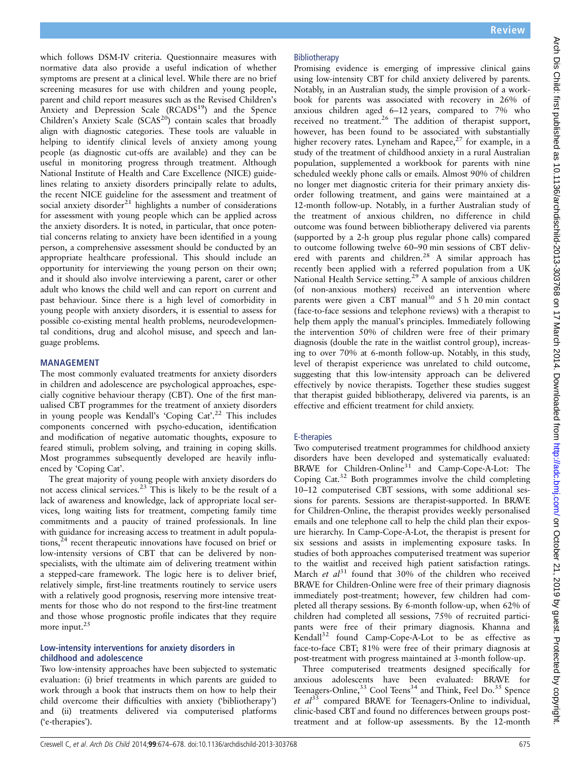which follows DSM-IV criteria. Questionnaire measures with normative data also provide a useful indication of whether symptoms are present at a clinical level. While there are no brief screening measures for use with children and young people, parent and child report measures such as the Revised Children's Anxiety and Depression Scale (RCADS[19]) and the Spence Children's Anxiety Scale (SCAS[20]) contain scales that broadly align with diagnostic categories. These tools are valuable in helping to identify clinical levels of anxiety among young people (as diagnostic cut-offs are available) and they can be useful in monitoring progress through treatment. Although National Institute of Health and Care Excellence (NICE) guidelines relating to anxiety disorders principally relate to adults, the recent NICE guideline for the assessment and treatment of social anxiety disorder[21] highlights a number of considerations for assessment with young people which can be applied across the anxiety disorders. It is noted, in particular, that once potential concerns relating to anxiety have been identified in a young person, a comprehensive assessment should be conducted by an appropriate healthcare professional. This should include an opportunity for interviewing the young person on their own; and it should also involve interviewing a parent, carer or other adult who knows the child well and can report on current and past behaviour. Since there is a high level of comorbidity in young people with anxiety disorders, it is essential to assess for possible co-existing mental health problems, neurodevelopmental conditions, drug and alcohol misuse, and speech and language problems.

## MANAGEMENT

The most commonly evaluated treatments for anxiety disorders in children and adolescence are psychological approaches, especially cognitive behaviour therapy (CBT). One of the first manualised CBT programmes for the treatment of anxiety disorders in young people was Kendall's 'Coping Cat'.[22] This includes components concerned with psycho-education, identification and modification of negative automatic thoughts, exposure to feared stimuli, problem solving, and training in coping skills. Most programmes subsequently developed are heavily influenced by 'Coping Cat'.

The great majority of young people with anxiety disorders do not access clinical services.[23] This is likely to be the result of a lack of awareness and knowledge, lack of appropriate local services, long waiting lists for treatment, competing family time commitments and a paucity of trained professionals. In line with guidance for increasing access to treatment in adult populations,[24] recent therapeutic innovations have focused on brief or low-intensity versions of CBT that can be delivered by non-specialists, with the ultimate aim of delivering treatment within a stepped-care framework. The logic here is to deliver brief, relatively simple, first-line treatments routinely to service users with a relatively good prognosis, reserving more intensive treatments for those who do not respond to the first-line treatment and those whose prognostic profile indicates that they require more input.[25]

### Low-intensity interventions for anxiety disorders in childhood and adolescence

Two low-intensity approaches have been subjected to systematic evaluation: (i) brief treatments in which parents are guided to work through a book that instructs them on how to help their child overcome their difficulties with anxiety ('bibliotherapy') and (ii) treatments delivered via computerised platforms ('e-therapies').

### Bibliotherapy

Promising evidence is emerging of impressive clinical gains using low-intensity CBT for child anxiety delivered by parents. Notably, in an Australian study, the simple provision of a workbook for parents was associated with recovery in 26% of anxious children aged 6–12 years, compared to 7% who received no treatment.[26] The addition of therapist support, however, has been found to be associated with substantially higher recovery rates. Lyneham and Rapee,[27] for example, in a study of the treatment of childhood anxiety in a rural Australian population, supplemented a workbook for parents with nine scheduled weekly phone calls or emails. Almost 90% of children no longer met diagnostic criteria for their primary anxiety disorder following treatment, and gains were maintained at a 12-month follow-up. Notably, in a further Australian study of the treatment of anxious children, no difference in child outcome was found between bibliotherapy delivered via parents (supported by a 2-h group plus regular phone calls) compared to outcome following twelve 60–90 min sessions of CBT delivered with parents and children.[28] A similar approach has recently been applied with a referred population from a UK National Health Service setting.[29] A sample of anxious children (of non-anxious mothers) received an intervention where parents were given a CBT manual[30] and 5 h 20 min contact (face-to-face sessions and telephone reviews) with a therapist to help them apply the manual's principles. Immediately following the intervention 50% of children were free of their primary diagnosis (double the rate in the waitlist control group), increasing to over 70% at 6-month follow-up. Notably, in this study, level of therapist experience was unrelated to child outcome, suggesting that this low-intensity approach can be delivered effectively by novice therapists. Together these studies suggest that therapist guided bibliotherapy, delivered via parents, is an effective and efficient treatment for child anxiety.

### E-therapies

Two computerised treatment programmes for childhood anxiety disorders have been developed and systematically evaluated: BRAVE for Children-Online[31] and Camp-Cope-A-Lot: The Coping Cat.[32] Both programmes involve the child completing 10–12 computerised CBT sessions, with some additional sessions for parents. Sessions are therapist-supported. In BRAVE for Children-Online, the therapist provides weekly personalised emails and one telephone call to help the child plan their exposure hierarchy. In Camp-Cope-A-Lot, the therapist is present for six sessions and assists in implementing exposure tasks. In studies of both approaches computerised treatment was superior to the waitlist and received high patient satisfaction ratings. March *et al*[31] found that 30% of the children who received BRAVE for Children-Online were free of their primary diagnosis immediately post-treatment; however, few children had completed all therapy sessions. By 6-month follow-up, when 62% of children had completed all sessions, 75% of recruited participants were free of their primary diagnosis. Khanna and Kendall[32] found Camp-Cope-A-Lot to be as effective as face-to-face CBT; 81% were free of their primary diagnosis at post-treatment with progress maintained at 3-month follow-up.

Three computerised treatments designed specifically for anxious adolescents have been evaluated: BRAVE for Teenagers-Online,[33] Cool Teens[34] and Think, Feel Do.[35] Spence *et al*[33] compared BRAVE for Teenagers-Online to individual, clinic-based CBT and found no differences between groups post-treatment and at follow-up assessments. By the 12-month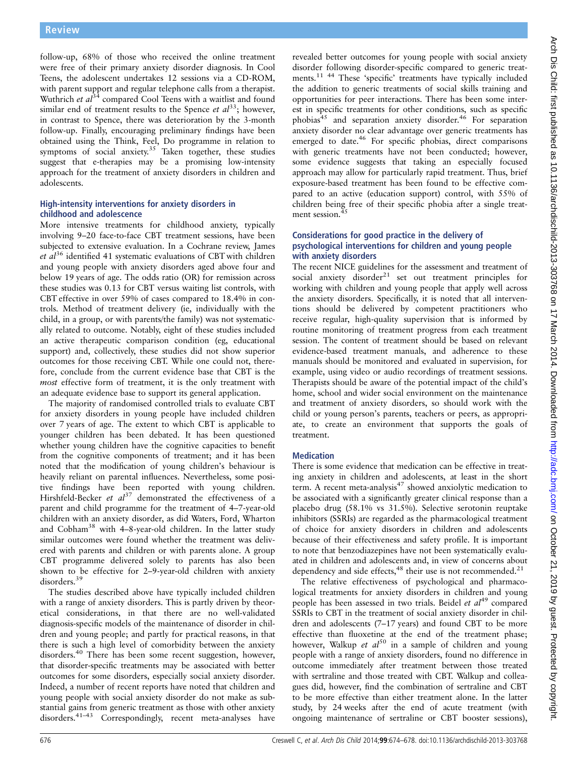follow-up, 68% of those who received the online treatment were free of their primary anxiety disorder diagnosis. In Cool Teens, the adolescent undertakes 12 sessions via a CD-ROM, with parent support and regular telephone calls from a therapist. Wuthrich *et al*[34] compared Cool Teens with a waitlist and found similar end of treatment results to the Spence *et al*[33]; however, in contrast to Spence, there was deterioration by the 3-month follow-up. Finally, encouraging preliminary findings have been obtained using the Think, Feel, Do programme in relation to symptoms of social anxiety.[35] Taken together, these studies suggest that e-therapies may be a promising low-intensity approach for the treatment of anxiety disorders in children and adolescents.

### High-intensity interventions for anxiety disorders in childhood and adolescence

More intensive treatments for childhood anxiety, typically involving 9–20 face-to-face CBT treatment sessions, have been subjected to extensive evaluation. In a Cochrane review, James *et al*[36] identified 41 systematic evaluations of CBT with children and young people with anxiety disorders aged above four and below 19 years of age. The odds ratio (OR) for remission across these studies was 0.13 for CBT versus waiting list controls, with CBT effective in over 59% of cases compared to 18.4% in controls. Method of treatment delivery (ie, individually with the child, in a group, or with parents/the family) was not systematically related to outcome. Notably, eight of these studies included an active therapeutic comparison condition (eg, educational support) and, collectively, these studies did not show superior outcomes for those receiving CBT. While one could not, therefore, conclude from the current evidence base that CBT is the *most* effective form of treatment, it is the only treatment with an adequate evidence base to support its general application.

The majority of randomised controlled trials to evaluate CBT for anxiety disorders in young people have included children over 7 years of age. The extent to which CBT is applicable to younger children has been debated. It has been questioned whether young children have the cognitive capacities to benefit from the cognitive components of treatment; and it has been noted that the modification of young children's behaviour is heavily reliant on parental influences. Nevertheless, some positive findings have been reported with young children. Hirshfeld-Becker *et al*[37] demonstrated the effectiveness of a parent and child programme for the treatment of 4–7-year-old children with an anxiety disorder, as did Waters, Ford, Wharton and Cobham[38] with 4–8-year-old children. In the latter study similar outcomes were found whether the treatment was delivered with parents and children or with parents alone. A group CBT programme delivered solely to parents has also been shown to be effective for 2–9-year-old children with anxiety disorders.[39]

The studies described above have typically included children with a range of anxiety disorders. This is partly driven by theoretical considerations, in that there are no well-validated diagnosis-specific models of the maintenance of disorder in children and young people; and partly for practical reasons, in that there is such a high level of comorbidity between the anxiety disorders.[40] There has been some recent suggestion, however, that disorder-specific treatments may be associated with better outcomes for some disorders, especially social anxiety disorder. Indeed, a number of recent reports have noted that children and young people with social anxiety disorder do not make as substantial gains from generic treatment as those with other anxiety disorders.[41–43] Correspondingly, recent meta-analyses have revealed better outcomes for young people with social anxiety disorder following disorder-specific compared to generic treatments.[11 44] These 'specific' treatments have typically included the addition to generic treatments of social skills training and opportunities for peer interactions. There has been some interest in specific treatments for other conditions, such as specific phobias[45] and separation anxiety disorder.[46] For separation anxiety disorder no clear advantage over generic treatments has emerged to date.[46] For specific phobias, direct comparisons with generic treatments have not been conducted; however, some evidence suggests that taking an especially focused approach may allow for particularly rapid treatment. Thus, brief exposure-based treatment has been found to be effective compared to an active (education support) control, with 55% of children being free of their specific phobia after a single treatment session.[45]

### Considerations for good practice in the delivery of psychological interventions for children and young people with anxiety disorders

The recent NICE guidelines for the assessment and treatment of social anxiety disorder[21] set out treatment principles for working with children and young people that apply well across the anxiety disorders. Specifically, it is noted that all interventions should be delivered by competent practitioners who receive regular, high-quality supervision that is informed by routine monitoring of treatment progress from each treatment session. The content of treatment should be based on relevant evidence-based treatment manuals, and adherence to these manuals should be monitored and evaluated in supervision, for example, using video or audio recordings of treatment sessions. Therapists should be aware of the potential impact of the child's home, school and wider social environment on the maintenance and treatment of anxiety disorders, so should work with the child or young person's parents, teachers or peers, as appropriate, to create an environment that supports the goals of treatment.

### Medication

There is some evidence that medication can be effective in treating anxiety in children and adolescents, at least in the short term. A recent meta-analysis[47] showed anxiolytic medication to be associated with a significantly greater clinical response than a placebo drug (58.1% vs 31.5%). Selective serotonin reuptake inhibitors (SSRIs) are regarded as the pharmacological treatment of choice for anxiety disorders in children and adolescents because of their effectiveness and safety profile. It is important to note that benzodiazepines have not been systematically evaluated in children and adolescents and, in view of concerns about dependency and side effects,[48] their use is not recommended.[21]

The relative effectiveness of psychological and pharmacological treatments for anxiety disorders in children and young people has been assessed in two trials. Beidel *et al*[49] compared SSRIs to CBT in the treatment of social anxiety disorder in children and adolescents (7–17 years) and found CBT to be more effective than fluoxetine at the end of the treatment phase; however, Walkup *et al*[50] in a sample of children and young people with a range of anxiety disorders, found no difference in outcome immediately after treatment between those treated with sertraline and those treated with CBT. Walkup and colleagues did, however, find the combination of sertraline and CBT to be more effective than either treatment alone. In the latter study, by 24 weeks after the end of acute treatment (with ongoing maintenance of sertraline or CBT booster sessions),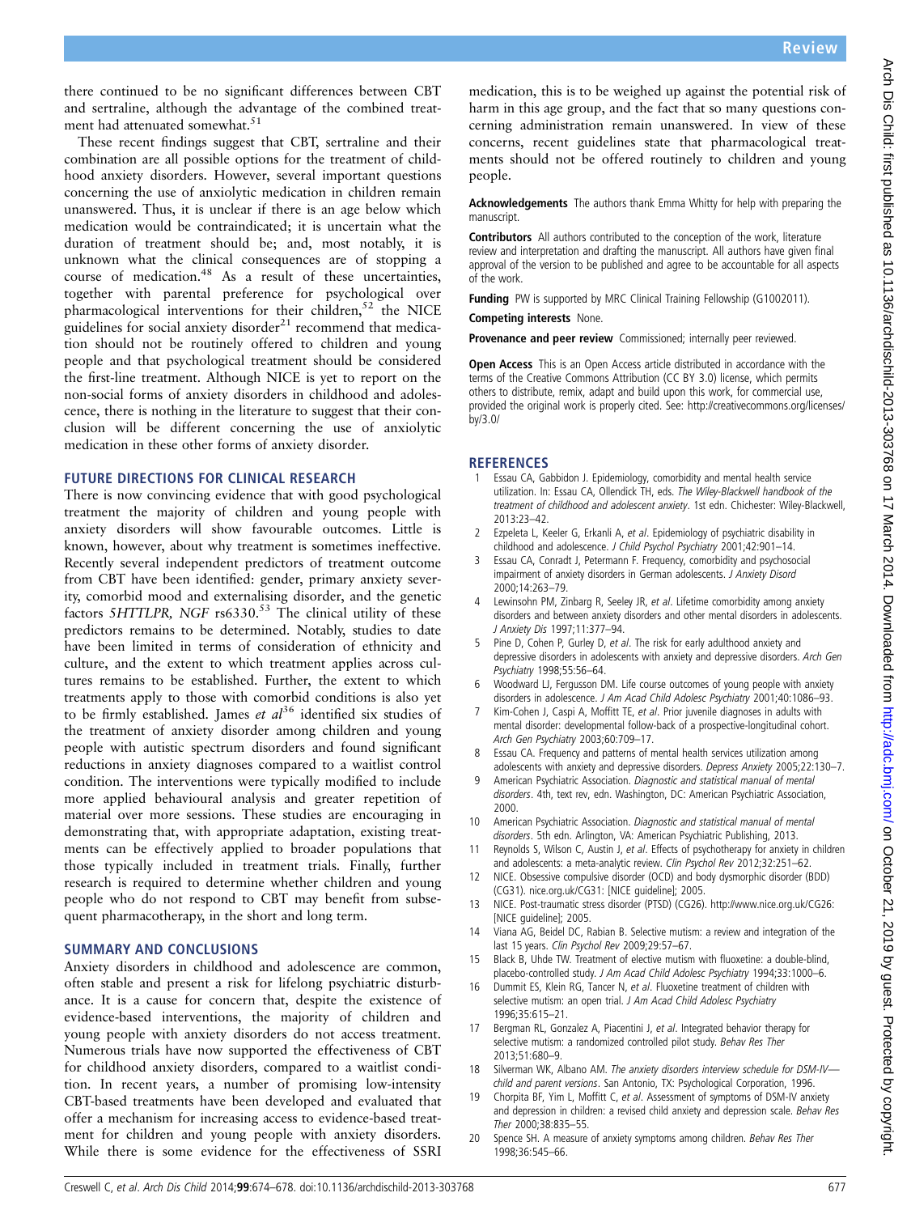there continued to be no significant differences between CBT and sertraline, although the advantage of the combined treatment had attenuated somewhat.[51]

These recent findings suggest that CBT, sertraline and their combination are all possible options for the treatment of childhood anxiety disorders. However, several important questions concerning the use of anxiolytic medication in children remain unanswered. Thus, it is unclear if there is an age below which medication would be contraindicated; it is uncertain what the duration of treatment should be; and, most notably, it is unknown what the clinical consequences are of stopping a course of medication.[48] As a result of these uncertainties, together with parental preference for psychological over pharmacological interventions for their children,[52] the NICE guidelines for social anxiety disorder[21] recommend that medication should not be routinely offered to children and young people and that psychological treatment should be considered the first-line treatment. Although NICE is yet to report on the non-social forms of anxiety disorders in childhood and adolescence, there is nothing in the literature to suggest that their conclusion will be different concerning the use of anxiolytic medication in these other forms of anxiety disorder.

## FUTURE DIRECTIONS FOR CLINICAL RESEARCH

There is now convincing evidence that with good psychological treatment the majority of children and young people with anxiety disorders will show favourable outcomes. Little is known, however, about why treatment is sometimes ineffective. Recently several independent predictors of treatment outcome from CBT have been identified: gender, primary anxiety severity, comorbid mood and externalising disorder, and the genetic factors *5HTTLPR*, *NGF* rs6330.[53] The clinical utility of these predictors remains to be determined. Notably, studies to date have been limited in terms of consideration of ethnicity and culture, and the extent to which treatment applies across cultures remains to be established. Further, the extent to which treatments apply to those with comorbid conditions is also yet to be firmly established. James *et al*[36] identified six studies of the treatment of anxiety disorder among children and young people with autistic spectrum disorders and found significant reductions in anxiety diagnoses compared to a waitlist control condition. The interventions were typically modified to include more applied behavioural analysis and greater repetition of material over more sessions. These studies are encouraging in demonstrating that, with appropriate adaptation, existing treatments can be effectively applied to broader populations that those typically included in treatment trials. Finally, further research is required to determine whether children and young people who do not respond to CBT may benefit from subsequent pharmacotherapy, in the short and long term.

## SUMMARY AND CONCLUSIONS

Anxiety disorders in childhood and adolescence are common, often stable and present a risk for lifelong psychiatric disturbance. It is a cause for concern that, despite the existence of evidence-based interventions, the majority of children and young people with anxiety disorders do not access treatment. Numerous trials have now supported the effectiveness of CBT for childhood anxiety disorders, compared to a waitlist condition. In recent years, a number of promising low-intensity CBT-based treatments have been developed and evaluated that offer a mechanism for increasing access to evidence-based treatment for children and young people with anxiety disorders. While there is some evidence for the effectiveness of SSRI medication, this is to be weighed up against the potential risk of harm in this age group, and the fact that so many questions concerning administration remain unanswered. In view of these concerns, recent guidelines state that pharmacological treatments should not be offered routinely to children and young people.

**Acknowledgements** The authors thank Emma Whitty for help with preparing the manuscript.

**Contributors** All authors contributed to the conception of the work, literature review and interpretation and drafting the manuscript. All authors have given final approval of the version to be published and agree to be accountable for all aspects of the work.

**Funding** PW is supported by MRC Clinical Training Fellowship (G1002011).

**Competing interests** None.

**Provenance and peer review** Commissioned; internally peer reviewed.

**Open Access** This is an Open Access article distributed in accordance with the terms of the Creative Commons Attribution (CC BY 3.0) license, which permits others to distribute, remix, adapt and build upon this work, for commercial use, provided the original work is properly cited. See: http://creativecommons.org/licenses/by/3.0/

## REFERENCES

1. Essau CA, Gabbidon J. Epidemiology, comorbidity and mental health service utilization. In: Essau CA, Ollendick TH, eds. *The Wiley-Blackwell handbook of the treatment of childhood and adolescent anxiety*. 1st edn. Chichester: Wiley-Blackwell, 2013:23–42.
2. Ezpeleta L, Keeler G, Erkanli A, *et al*. Epidemiology of psychiatric disability in childhood and adolescence. *J Child Psychol Psychiatry* 2001;42:901–14.
3. Essau CA, Conradt J, Petermann F. Frequency, comorbidity and psychosocial impairment of anxiety disorders in German adolescents. *J Anxiety Disord* 2000;14:263–79.
4. Lewinsohn PM, Zinbarg R, Seeley JR, *et al*. Lifetime comorbidity among anxiety disorders and between anxiety disorders and other mental disorders in adolescents. *J Anxiety Dis* 1997;11:377–94.
5. Pine D, Cohen P, Gurley D, *et al*. The risk for early adulthood anxiety and depressive disorders in adolescents with anxiety and depressive disorders. *Arch Gen Psychiatry* 1998;55:56–64.
6. Woodward LJ, Fergusson DM. Life course outcomes of young people with anxiety disorders in adolescence. *J Am Acad Child Adolesc Psychiatry* 2001;40:1086–93.
7. Kim-Cohen J, Caspi A, Moffitt TE, *et al*. Prior juvenile diagnoses in adults with mental disorder: developmental follow-back of a prospective-longitudinal cohort. *Arch Gen Psychiatry* 2003;60:709–17.
8. Essau CA. Frequency and patterns of mental health services utilization among adolescents with anxiety and depressive disorders. *Depress Anxiety* 2005;22:130–7.
9. American Psychiatric Association. *Diagnostic and statistical manual of mental disorders*. 4th, text rev, edn. Washington, DC: American Psychiatric Association, 2000.
10. American Psychiatric Association. *Diagnostic and statistical manual of mental disorders*. 5th edn. Arlington, VA: American Psychiatric Publishing, 2013.
11. Reynolds S, Wilson C, Austin J, *et al*. Effects of psychotherapy for anxiety in children and adolescents: a meta-analytic review. *Clin Psychol Rev* 2012;32:251–62.
12. NICE. Obsessive compulsive disorder (OCD) and body dysmorphic disorder (BDD) (CG31). nice.org.uk/CG31: [NICE guideline]; 2005.
13. NICE. Post-traumatic stress disorder (PTSD) (CG26). http://www.nice.org.uk/CG26: [NICE guideline]; 2005.
14. Viana AG, Beidel DC, Rabian B. Selective mutism: a review and integration of the last 15 years. *Clin Psychol Rev* 2009;29:57–67.
15. Black B, Uhde TW. Treatment of elective mutism with fluoxetine: a double-blind, placebo-controlled study. *J Am Acad Child Adolesc Psychiatry* 1994;33:1000–6.
16. Dummit ES, Klein RG, Tancer N, *et al*. Fluoxetine treatment of children with selective mutism: an open trial. *J Am Acad Child Adolesc Psychiatry* 1996;35:615–21.
17. Bergman RL, Gonzalez A, Piacentini J, *et al*. Integrated behavior therapy for selective mutism: a randomized controlled pilot study. *Behav Res Ther* 2013;51:680–9.
18. Silverman WK, Albano AM. *The anxiety disorders interview schedule for DSM-IV—child and parent versions*. San Antonio, TX: Psychological Corporation, 1996.
19. Chorpita BF, Yim L, Moffitt C, *et al*. Assessment of symptoms of DSM-IV anxiety and depression in children: a revised child anxiety and depression scale. *Behav Res Ther* 2000;38:835–55.
20. Spence SH. A measure of anxiety symptoms among children. *Behav Res Ther* 1998;36:545–66.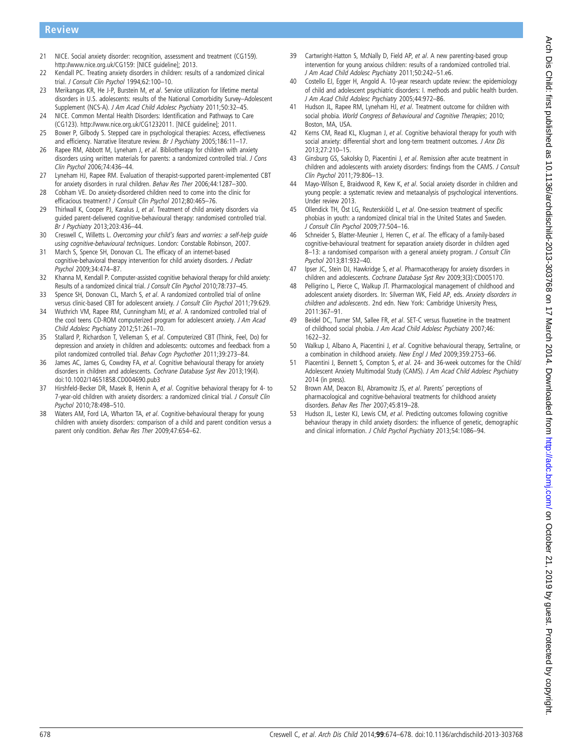21 NICE. Social anxiety disorder: recognition, assessment and treatment (CG159). http://www.nice.org.uk/CG159: [NICE guideline]; 2013.

22 Kendall PC. Treating anxiety disorders in children: results of a randomized clinical trial. *J Consult Clin Psychol* 1994;62:100–10.

23 Merikangas KR, He J-P, Burstein M, *et al*. Service utilization for lifetime mental disorders in U.S. adolescents: results of the National Comorbidity Survey–Adolescent Supplement (NCS-A). *J Am Acad Child Adolesc Psychiatry* 2011;50:32–45.

24 NICE. Common Mental Health Disorders: Identification and Pathways to Care (CG123). http://www.nice.org.uk/CG1232011. [NICE guideline]; 2011.

25 Bower P, Gilbody S. Stepped care in psychological therapies: Access, effectiveness and efficiency. Narrative literature review. *Br J Psychiatry* 2005;186:11–17.

26 Rapee RM, Abbott M, Lyneham J, *et al*. Bibliotherapy for children with anxiety disorders using written materials for parents: a randomized controlled trial. *J Cons Clin Psychol* 2006;74:436–44.

27 Lyneham HJ, Rapee RM. Evaluation of therapist-supported parent-implemented CBT for anxiety disorders in rural children. *Behav Res Ther* 2006;44:1287–300.

28 Cobham VE. Do anxiety-disordered children need to come into the clinic for efficacious treatment? *J Consult Clin Psychol* 2012;80:465–76.

29 Thirlwall K, Cooper PJ, Karalus J, *et al*. Treatment of child anxiety disorders via guided parent-delivered cognitive-behavioural therapy: randomised controlled trial. *Br J Psychiatry* 2013;203:436–44.

30 Creswell C, Willetts L. *Overcoming your child's fears and worries: a self-help guide using cognitive-behavioural techniques*. London: Constable Robinson, 2007.

31 March S, Spence SH, Donovan CL. The efficacy of an internet-based cognitive-behavioral therapy intervention for child anxiety disorders. *J Pediatr Psychol* 2009;34:474–87.

32 Khanna M, Kendall P. Computer-assisted cognitive behavioral therapy for child anxiety: Results of a randomized clinical trial. *J Consult Clin Psychol* 2010;78:737–45.

33 Spence SH, Donovan CL, March S, *et al*. A randomized controlled trial of online versus clinic-based CBT for adolescent anxiety. *J Consult Clin Psychol* 2011;79:629.

34 Wuthrich VM, Rapee RM, Cunningham MJ, *et al*. A randomized controlled trial of the cool teens CD-ROM computerized program for adolescent anxiety. *J Am Acad Child Adolesc Psychiatry* 2012;51:261–70.

35 Stallard P, Richardson T, Velleman S, *et al*. Computerized CBT (Think, Feel, Do) for depression and anxiety in children and adolescents: outcomes and feedback from a pilot randomized controlled trial. *Behav Cogn Psychother* 2011;39:273–84.

36 James AC, James G, Cowdrey FA, *et al*. Cognitive behavioural therapy for anxiety disorders in children and adolescents. *Cochrane Database Syst Rev* 2013;19(4). doi:10.1002/14651858.CD004690.pub3

37 Hirshfeld-Becker DR, Masek B, Henin A, *et al*. Cognitive behavioral therapy for 4- to 7-year-old children with anxiety disorders: a randomized clinical trial. *J Consult Clin Psychol* 2010;78:498–510.

38 Waters AM, Ford LA, Wharton TA, *et al*. Cognitive-behavioural therapy for young children with anxiety disorders: comparison of a child and parent condition versus a parent only condition. *Behav Res Ther* 2009;47:654–62.

39 Cartwright-Hatton S, McNally D, Field AP, *et al*. A new parenting-based group intervention for young anxious children: results of a randomized controlled trial. *J Am Acad Child Adolesc Psychiatry* 2011;50:242–51.e6.

40 Costello EJ, Egger H, Angold A. 10-year research update review: the epidemiology of child and adolescent psychiatric disorders: I. methods and public health burden. *J Am Acad Child Adolesc Psychiatry* 2005;44:972–86.

41 Hudson JL, Rapee RM, Lyneham HJ, *et al*. Treatment outcome for children with social phobia. *World Congress of Behavioural and Cognitive Therapies*; 2010; Boston, MA, USA.

42 Kerns CM, Read KL, Klugman J, *et al*. Cognitive behavioral therapy for youth with social anxiety: differential short and long-term treatment outcomes. *J Anx Dis* 2013;27:210–15.

43 Ginsburg GS, Sakolsky D, Piacentini J, *et al*. Remission after acute treatment in children and adolescents with anxiety disorders: findings from the CAMS. *J Consult Clin Psychol* 2011;79:806–13.

44 Mayo-Wilson E, Braidwood R, Kew K, *et al*. Social anxiety disorder in children and young people: a systematic review and metaanalysis of psychological interventions. Under review 2013.

45 Ollendick TH, Öst LG, Reuterskiöld L, *et al*. One-session treatment of specific phobias in youth: a randomized clinical trial in the United States and Sweden. *J Consult Clin Psychol* 2009;77:504–16.

46 Schneider S, Blatter-Meunier J, Herren C, *et al*. The efficacy of a family-based cognitive-behavioural treatment for separation anxiety disorder in children aged 8–13: a randomised comparison with a general anxiety program. *J Consult Clin Psychol* 2013;81:932–40.

47 Ipser JC, Stein DJ, Hawkridge S, *et al*. Pharmacotherapy for anxiety disorders in children and adolescents. *Cochrane Database Syst Rev* 2009;3(3):CD005170.

48 Pelligrino L, Pierce C, Walkup JT. Pharmacological management of childhood and adolescent anxiety disorders. In: Silverman WK, Field AP, eds. *Anxiety disorders in children and adolescents*. 2nd edn. New York: Cambridge University Press, 2011:367–91.

49 Beidel DC, Turner SM, Sallee FR, *et al*. SET-C versus fluoxetine in the treatment of childhood social phobia. *J Am Acad Child Adolesc Psychiatry* 2007;46:1622–32.

50 Walkup J, Albano A, Piacentini J, *et al*. Cognitive behavioural therapy, Sertraline, or a combination in childhood anxiety. *New Engl J Med* 2009;359:2753–66.

51 Piacentini J, Bennett S, Compton S, *et al*. 24- and 36-week outcomes for the Child/Adolescent Anxiety Multimodal Study (CAMS). *J Am Acad Child Adolesc Psychiatry* 2014 (in press).

52 Brown AM, Deacon BJ, Abramowitz JS, *et al*. Parents' perceptions of pharmacological and cognitive-behavioral treatments for childhood anxiety disorders. *Behav Res Ther* 2007;45:819–28.

53 Hudson JL, Lester KJ, Lewis CM, *et al*. Predicting outcomes following cognitive behaviour therapy in child anxiety disorders: the influence of genetic, demographic and clinical information. *J Child Psychol Psychiatry* 2013;54:1086–94.